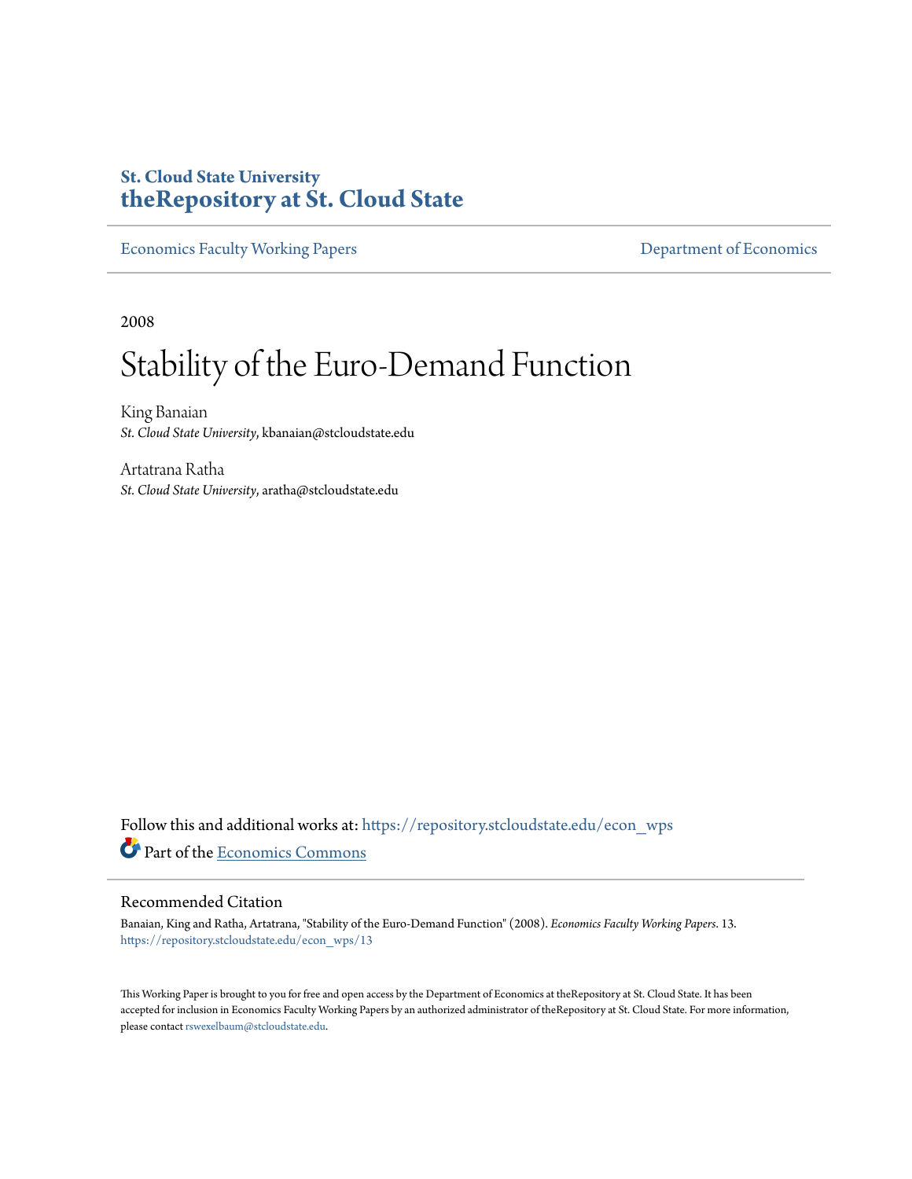# St. Cloud State University
# theRepository at St. Cloud State

Economics Faculty Working Papers

Department of Economics

2008

# Stability of the Euro-Demand Function

King Banaian
*St. Cloud State University*, kbanaian@stcloudstate.edu

Artatrana Ratha
*St. Cloud State University*, aratha@stcloudstate.edu

Follow this and additional works at: https://repository.stcloudstate.edu/econ_wps

Part of the Economics Commons

## Recommended Citation

Banaian, King and Ratha, Artatrana, "Stability of the Euro-Demand Function" (2008). *Economics Faculty Working Papers*. 13.
https://repository.stcloudstate.edu/econ_wps/13

This Working Paper is brought to you for free and open access by the Department of Economics at theRepository at St. Cloud State. It has been accepted for inclusion in Economics Faculty Working Papers by an authorized administrator of theRepository at St. Cloud State. For more information, please contact rswexelbaum@stcloudstate.edu.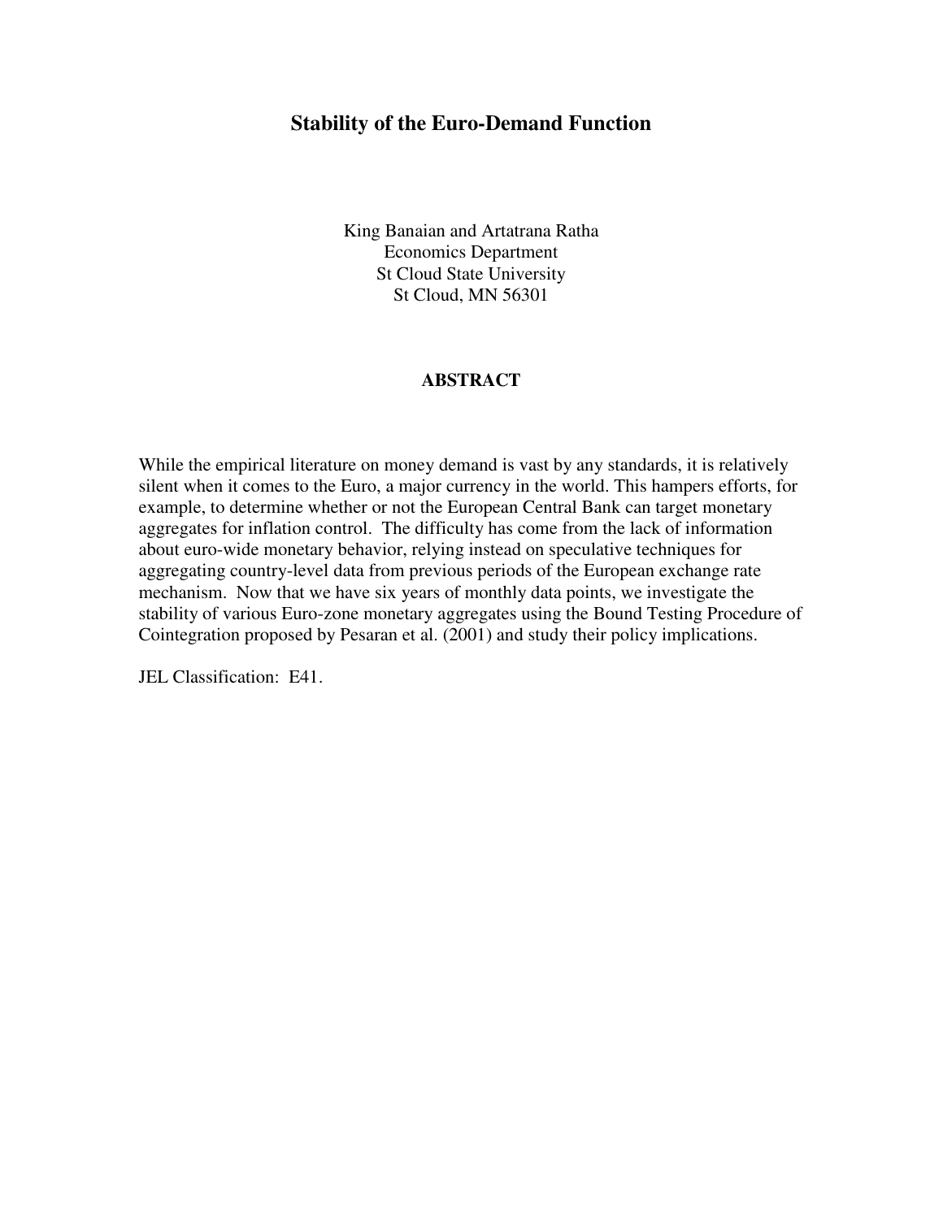# Stability of the Euro-Demand Function

King Banaian and Artatrana Ratha
Economics Department
St Cloud State University
St Cloud, MN 56301

## ABSTRACT

While the empirical literature on money demand is vast by any standards, it is relatively silent when it comes to the Euro, a major currency in the world. This hampers efforts, for example, to determine whether or not the European Central Bank can target monetary aggregates for inflation control. The difficulty has come from the lack of information about euro-wide monetary behavior, relying instead on speculative techniques for aggregating country-level data from previous periods of the European exchange rate mechanism. Now that we have six years of monthly data points, we investigate the stability of various Euro-zone monetary aggregates using the Bound Testing Procedure of Cointegration proposed by Pesaran et al. (2001) and study their policy implications.

JEL Classification: E41.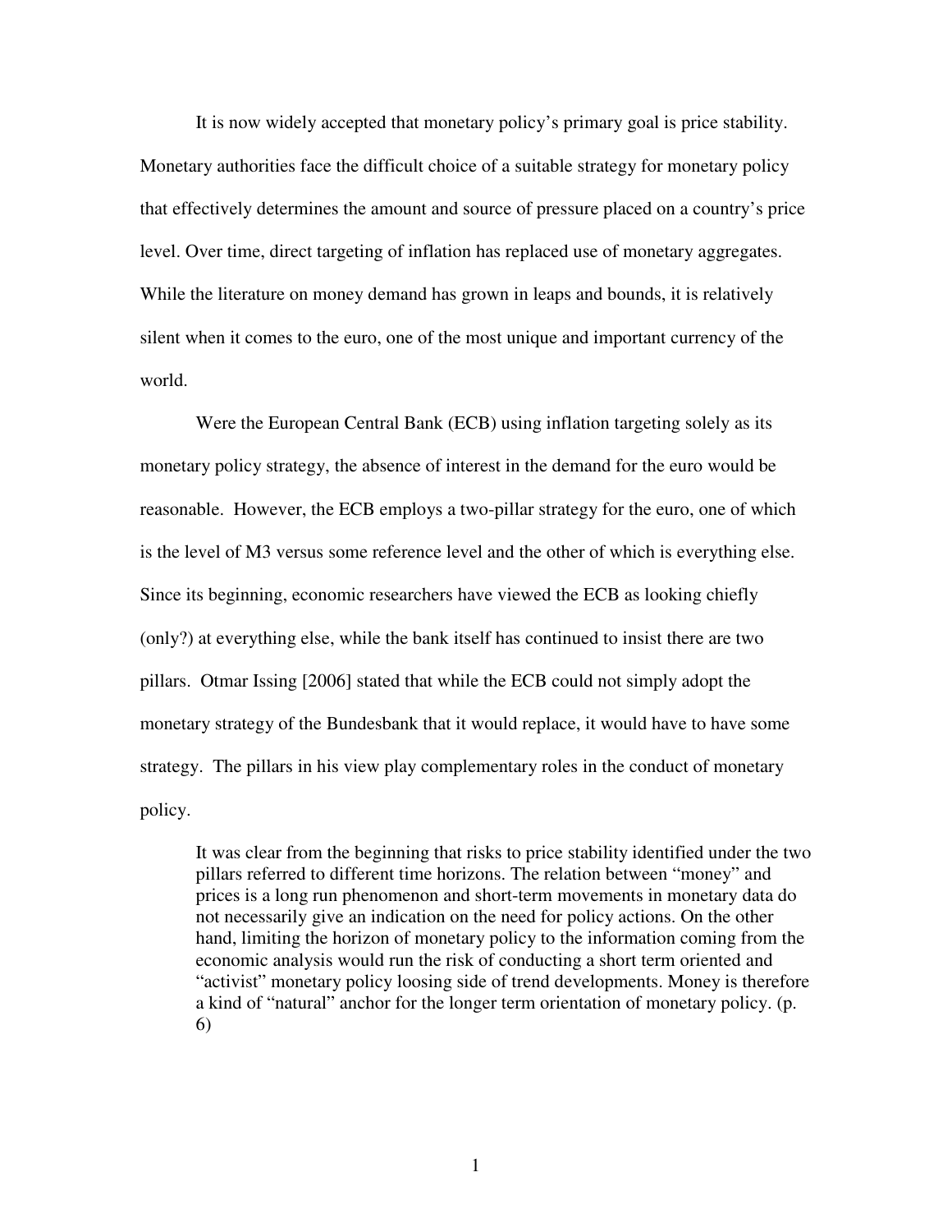It is now widely accepted that monetary policy's primary goal is price stability. Monetary authorities face the difficult choice of a suitable strategy for monetary policy that effectively determines the amount and source of pressure placed on a country's price level. Over time, direct targeting of inflation has replaced use of monetary aggregates. While the literature on money demand has grown in leaps and bounds, it is relatively silent when it comes to the euro, one of the most unique and important currency of the world.

Were the European Central Bank (ECB) using inflation targeting solely as its monetary policy strategy, the absence of interest in the demand for the euro would be reasonable. However, the ECB employs a two-pillar strategy for the euro, one of which is the level of M3 versus some reference level and the other of which is everything else. Since its beginning, economic researchers have viewed the ECB as looking chiefly (only?) at everything else, while the bank itself has continued to insist there are two pillars. Otmar Issing [2006] stated that while the ECB could not simply adopt the monetary strategy of the Bundesbank that it would replace, it would have to have some strategy. The pillars in his view play complementary roles in the conduct of monetary policy.

> It was clear from the beginning that risks to price stability identified under the two pillars referred to different time horizons. The relation between "money" and prices is a long run phenomenon and short-term movements in monetary data do not necessarily give an indication on the need for policy actions. On the other hand, limiting the horizon of monetary policy to the information coming from the economic analysis would run the risk of conducting a short term oriented and "activist" monetary policy loosing side of trend developments. Money is therefore a kind of "natural" anchor for the longer term orientation of monetary policy. (p. 6)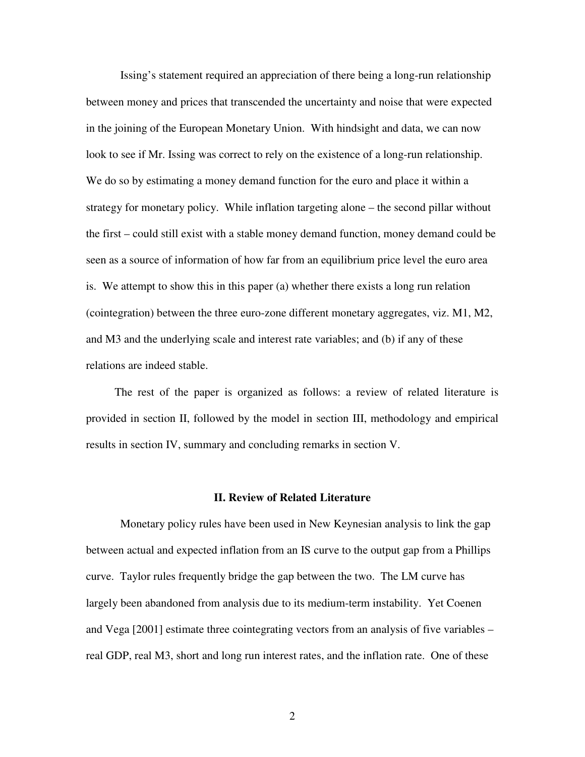Issing's statement required an appreciation of there being a long-run relationship between money and prices that transcended the uncertainty and noise that were expected in the joining of the European Monetary Union. With hindsight and data, we can now look to see if Mr. Issing was correct to rely on the existence of a long-run relationship. We do so by estimating a money demand function for the euro and place it within a strategy for monetary policy. While inflation targeting alone – the second pillar without the first – could still exist with a stable money demand function, money demand could be seen as a source of information of how far from an equilibrium price level the euro area is. We attempt to show this in this paper (a) whether there exists a long run relation (cointegration) between the three euro-zone different monetary aggregates, viz. M1, M2, and M3 and the underlying scale and interest rate variables; and (b) if any of these relations are indeed stable.

The rest of the paper is organized as follows: a review of related literature is provided in section II, followed by the model in section III, methodology and empirical results in section IV, summary and concluding remarks in section V.

## II. Review of Related Literature

Monetary policy rules have been used in New Keynesian analysis to link the gap between actual and expected inflation from an IS curve to the output gap from a Phillips curve. Taylor rules frequently bridge the gap between the two. The LM curve has largely been abandoned from analysis due to its medium-term instability. Yet Coenen and Vega [2001] estimate three cointegrating vectors from an analysis of five variables – real GDP, real M3, short and long run interest rates, and the inflation rate. One of these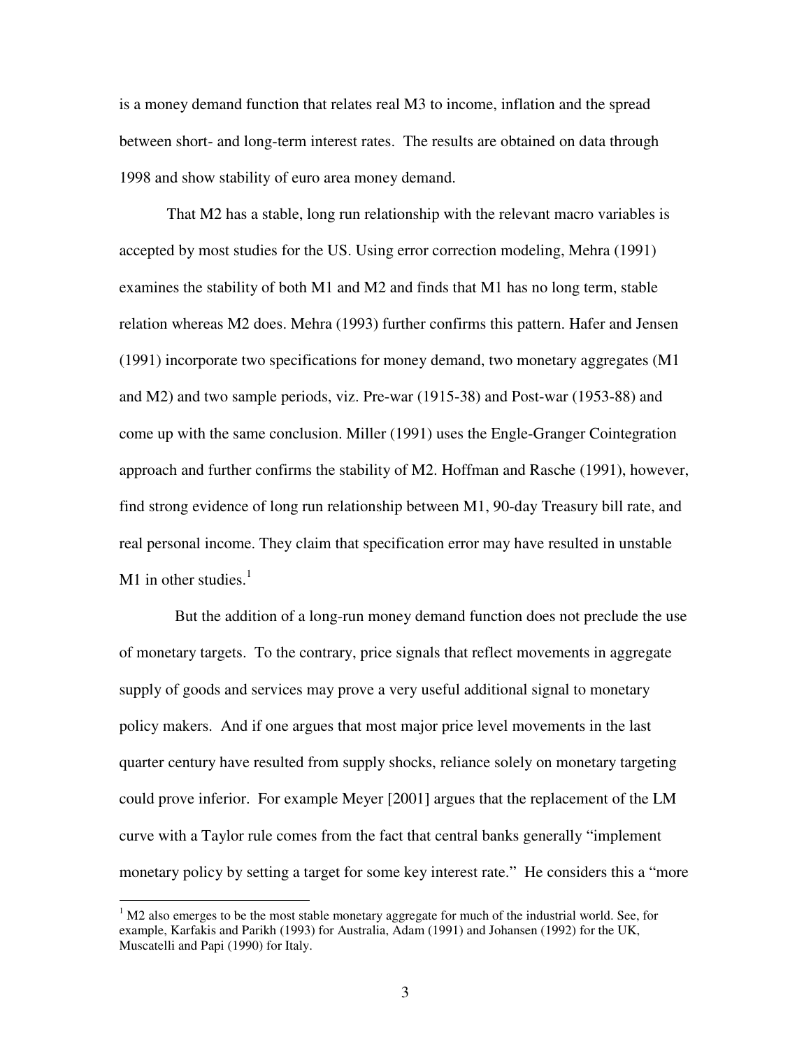is a money demand function that relates real M3 to income, inflation and the spread between short- and long-term interest rates. The results are obtained on data through 1998 and show stability of euro area money demand.

That M2 has a stable, long run relationship with the relevant macro variables is accepted by most studies for the US. Using error correction modeling, Mehra (1991) examines the stability of both M1 and M2 and finds that M1 has no long term, stable relation whereas M2 does. Mehra (1993) further confirms this pattern. Hafer and Jensen (1991) incorporate two specifications for money demand, two monetary aggregates (M1 and M2) and two sample periods, viz. Pre-war (1915-38) and Post-war (1953-88) and come up with the same conclusion. Miller (1991) uses the Engle-Granger Cointegration approach and further confirms the stability of M2. Hoffman and Rasche (1991), however, find strong evidence of long run relationship between M1, 90-day Treasury bill rate, and real personal income. They claim that specification error may have resulted in unstable M1 in other studies.[1]

But the addition of a long-run money demand function does not preclude the use of monetary targets. To the contrary, price signals that reflect movements in aggregate supply of goods and services may prove a very useful additional signal to monetary policy makers. And if one argues that most major price level movements in the last quarter century have resulted from supply shocks, reliance solely on monetary targeting could prove inferior. For example Meyer [2001] argues that the replacement of the LM curve with a Taylor rule comes from the fact that central banks generally "implement monetary policy by setting a target for some key interest rate." He considers this a "more

---

[1] M2 also emerges to be the most stable monetary aggregate for much of the industrial world. See, for example, Karfakis and Parikh (1993) for Australia, Adam (1991) and Johansen (1992) for the UK, Muscatelli and Papi (1990) for Italy.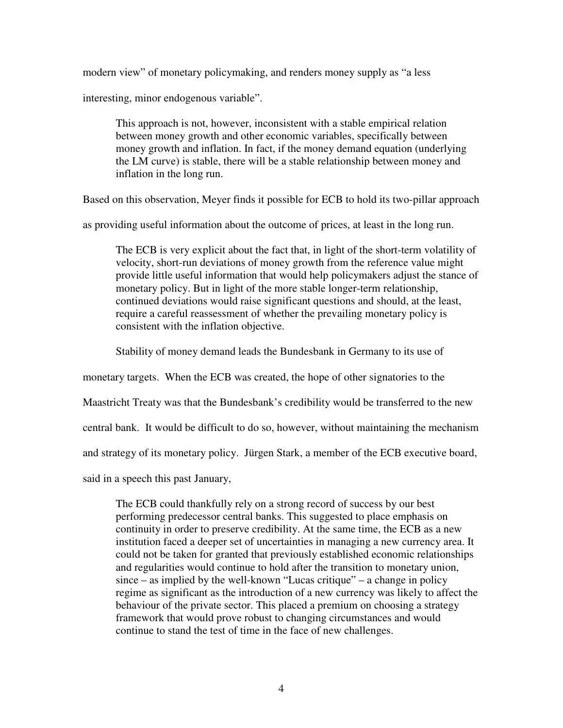modern view" of monetary policymaking, and renders money supply as "a less interesting, minor endogenous variable".

> This approach is not, however, inconsistent with a stable empirical relation between money growth and other economic variables, specifically between money growth and inflation. In fact, if the money demand equation (underlying the LM curve) is stable, there will be a stable relationship between money and inflation in the long run.

Based on this observation, Meyer finds it possible for ECB to hold its two-pillar approach as providing useful information about the outcome of prices, at least in the long run.

> The ECB is very explicit about the fact that, in light of the short-term volatility of velocity, short-run deviations of money growth from the reference value might provide little useful information that would help policymakers adjust the stance of monetary policy. But in light of the more stable longer-term relationship, continued deviations would raise significant questions and should, at the least, require a careful reassessment of whether the prevailing monetary policy is consistent with the inflation objective.

Stability of money demand leads the Bundesbank in Germany to its use of monetary targets. When the ECB was created, the hope of other signatories to the Maastricht Treaty was that the Bundesbank's credibility would be transferred to the new central bank. It would be difficult to do so, however, without maintaining the mechanism and strategy of its monetary policy. Jürgen Stark, a member of the ECB executive board, said in a speech this past January,

> The ECB could thankfully rely on a strong record of success by our best performing predecessor central banks. This suggested to place emphasis on continuity in order to preserve credibility. At the same time, the ECB as a new institution faced a deeper set of uncertainties in managing a new currency area. It could not be taken for granted that previously established economic relationships and regularities would continue to hold after the transition to monetary union, since – as implied by the well-known "Lucas critique" – a change in policy regime as significant as the introduction of a new currency was likely to affect the behaviour of the private sector. This placed a premium on choosing a strategy framework that would prove robust to changing circumstances and would continue to stand the test of time in the face of new challenges.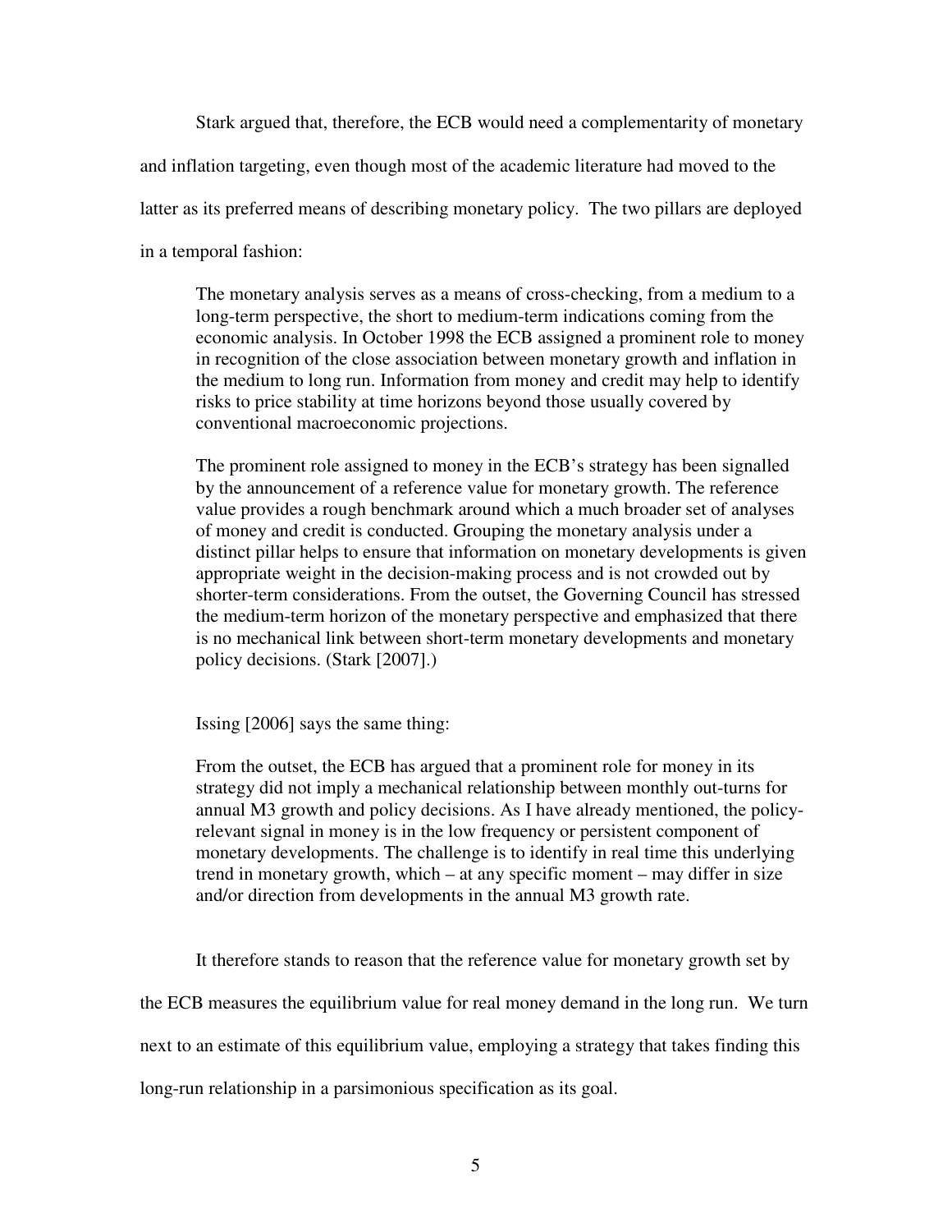Stark argued that, therefore, the ECB would need a complementarity of monetary and inflation targeting, even though most of the academic literature had moved to the latter as its preferred means of describing monetary policy. The two pillars are deployed in a temporal fashion:

> The monetary analysis serves as a means of cross-checking, from a medium to a long-term perspective, the short to medium-term indications coming from the economic analysis. In October 1998 the ECB assigned a prominent role to money in recognition of the close association between monetary growth and inflation in the medium to long run. Information from money and credit may help to identify risks to price stability at time horizons beyond those usually covered by conventional macroeconomic projections.
>
> The prominent role assigned to money in the ECB's strategy has been signalled by the announcement of a reference value for monetary growth. The reference value provides a rough benchmark around which a much broader set of analyses of money and credit is conducted. Grouping the monetary analysis under a distinct pillar helps to ensure that information on monetary developments is given appropriate weight in the decision-making process and is not crowded out by shorter-term considerations. From the outset, the Governing Council has stressed the medium-term horizon of the monetary perspective and emphasized that there is no mechanical link between short-term monetary developments and monetary policy decisions. (Stark [2007].)

Issing [2006] says the same thing:

> From the outset, the ECB has argued that a prominent role for money in its strategy did not imply a mechanical relationship between monthly out-turns for annual M3 growth and policy decisions. As I have already mentioned, the policy-relevant signal in money is in the low frequency or persistent component of monetary developments. The challenge is to identify in real time this underlying trend in monetary growth, which – at any specific moment – may differ in size and/or direction from developments in the annual M3 growth rate.

It therefore stands to reason that the reference value for monetary growth set by the ECB measures the equilibrium value for real money demand in the long run. We turn next to an estimate of this equilibrium value, employing a strategy that takes finding this long-run relationship in a parsimonious specification as its goal.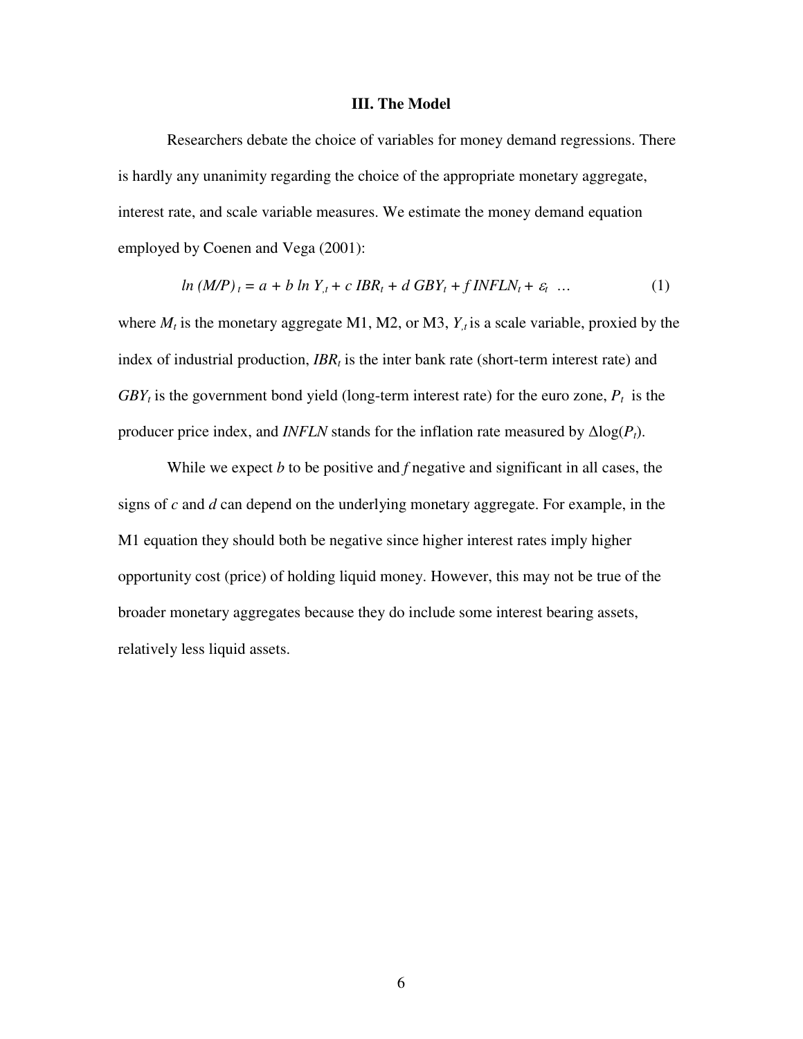## III. The Model

Researchers debate the choice of variables for money demand regressions. There is hardly any unanimity regarding the choice of the appropriate monetary aggregate, interest rate, and scale variable measures. We estimate the money demand equation employed by Coenen and Vega (2001):

$$ln\ (M/P)_t = a + b\ ln\ Y_{,t} + c\ IBR_t + d\ GBY_t + f\ INFLN_t + \varepsilon_t\ \ \ldots \qquad (1)$$

where $M_t$ is the monetary aggregate M1, M2, or M3, $Y_{,t}$ is a scale variable, proxied by the index of industrial production, $IBR_t$ is the inter bank rate (short-term interest rate) and $GBY_t$ is the government bond yield (long-term interest rate) for the euro zone, $P_t$ is the producer price index, and *INFLN* stands for the inflation rate measured by $\Delta\log(P_t)$.

While we expect $b$ to be positive and $f$ negative and significant in all cases, the signs of $c$ and $d$ can depend on the underlying monetary aggregate. For example, in the M1 equation they should both be negative since higher interest rates imply higher opportunity cost (price) of holding liquid money. However, this may not be true of the broader monetary aggregates because they do include some interest bearing assets, relatively less liquid assets.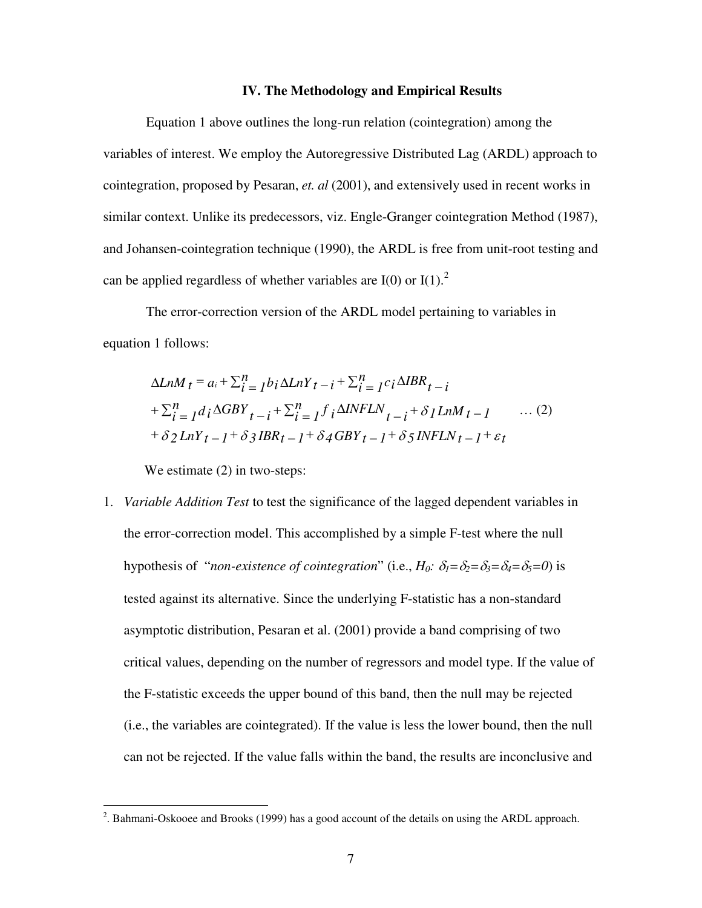### IV. The Methodology and Empirical Results

Equation 1 above outlines the long-run relation (cointegration) among the variables of interest. We employ the Autoregressive Distributed Lag (ARDL) approach to cointegration, proposed by Pesaran, *et. al* (2001), and extensively used in recent works in similar context. Unlike its predecessors, viz. Engle-Granger cointegration Method (1987), and Johansen-cointegration technique (1990), the ARDL is free from unit-root testing and can be applied regardless of whether variables are I(0) or I(1).[2]

The error-correction version of the ARDL model pertaining to variables in equation 1 follows:

$$
\begin{aligned}
\Delta LnM_t &= a_i + \sum_{i=1}^{n} b_i \Delta LnY_{t-i} + \sum_{i=1}^{n} c_i \Delta IBR_{t-i} \\
&+ \sum_{i=1}^{n} d_i \Delta GBY_{t-i} + \sum_{i=1}^{n} f_i \Delta INFLN_{t-i} + \delta_1 LnM_{t-1} \\
&+ \delta_2 LnY_{t-1} + \delta_3 IBR_{t-1} + \delta_4 GBY_{t-1} + \delta_5 INFLN_{t-1} + \varepsilon_t
\end{aligned}
\quad \ldots (2)
$$

We estimate (2) in two-steps:

1. *Variable Addition Test* to test the significance of the lagged dependent variables in the error-correction model. This accomplished by a simple F-test where the null hypothesis of "*non-existence of cointegration*" (i.e., $H_0$: $\delta_1=\delta_2=\delta_3=\delta_4=\delta_5=0$) is tested against its alternative. Since the underlying F-statistic has a non-standard asymptotic distribution, Pesaran et al. (2001) provide a band comprising of two critical values, depending on the number of regressors and model type. If the value of the F-statistic exceeds the upper bound of this band, then the null may be rejected (i.e., the variables are cointegrated). If the value is less the lower bound, then the null can not be rejected. If the value falls within the band, the results are inconclusive and

[2]. Bahmani-Oskooee and Brooks (1999) has a good account of the details on using the ARDL approach.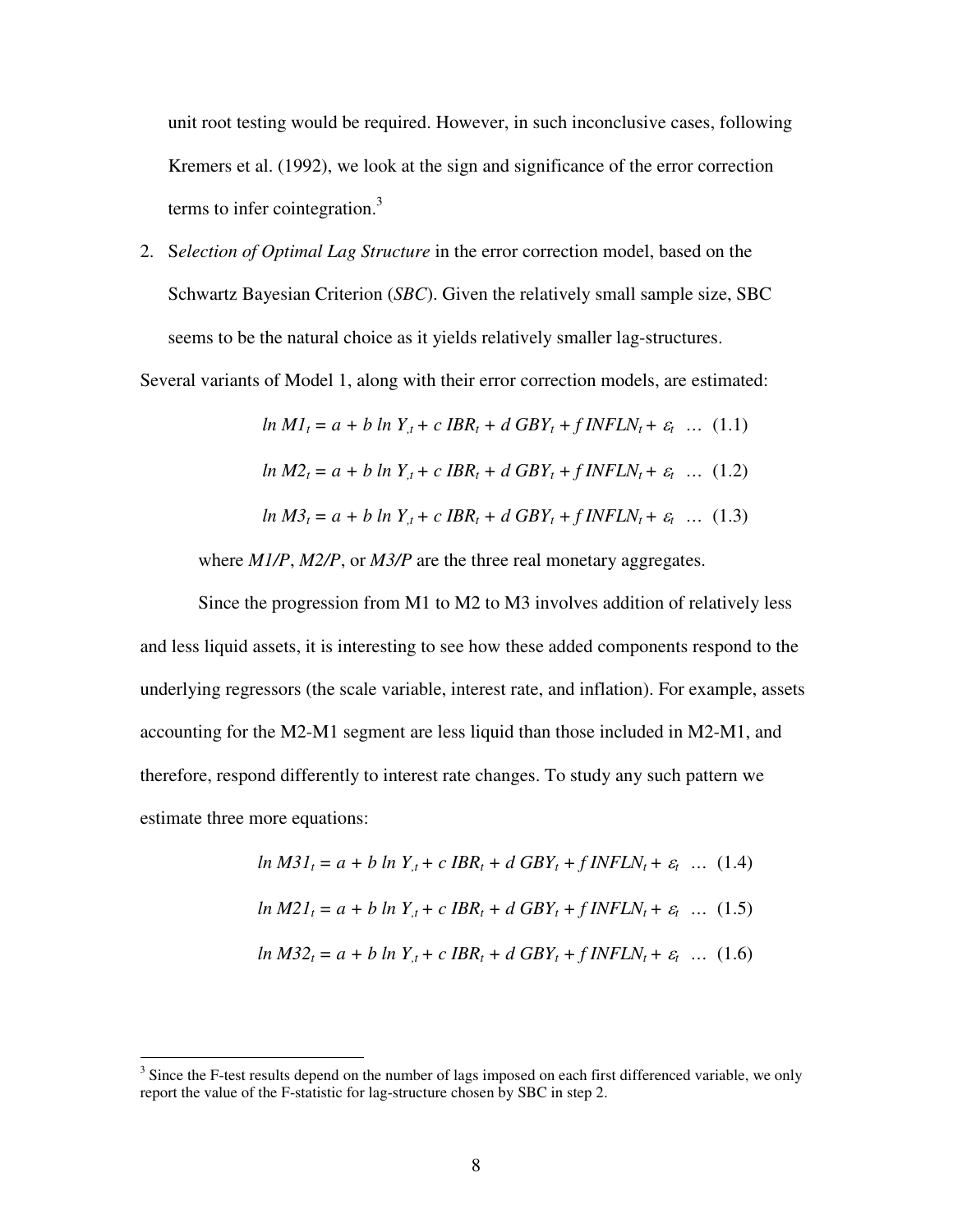unit root testing would be required. However, in such inconclusive cases, following Kremers et al. (1992), we look at the sign and significance of the error correction terms to infer cointegration.[3]

2. S*election of Optimal Lag Structure* in the error correction model, based on the Schwartz Bayesian Criterion (*SBC*). Given the relatively small sample size, SBC seems to be the natural choice as it yields relatively smaller lag-structures.

Several variants of Model 1, along with their error correction models, are estimated:

$$\ln M1_t = a + b \ln Y_{,t} + c\, IBR_t + d\, GBY_t + f\, INFLN_t + \varepsilon_t \quad \ldots \quad (1.1)$$

$$\ln M2_t = a + b \ln Y_{,t} + c\, IBR_t + d\, GBY_t + f\, INFLN_t + \varepsilon_t \quad \ldots \quad (1.2)$$

$$\ln M3_t = a + b \ln Y_{,t} + c\, IBR_t + d\, GBY_t + f\, INFLN_t + \varepsilon_t \quad \ldots \quad (1.3)$$

where *M1/P*, *M2/P*, or *M3/P* are the three real monetary aggregates.

Since the progression from M1 to M2 to M3 involves addition of relatively less and less liquid assets, it is interesting to see how these added components respond to the underlying regressors (the scale variable, interest rate, and inflation). For example, assets accounting for the M2-M1 segment are less liquid than those included in M2-M1, and therefore, respond differently to interest rate changes. To study any such pattern we estimate three more equations:

$$\ln M31_t = a + b \ln Y_{,t} + c\, IBR_t + d\, GBY_t + f\, INFLN_t + \varepsilon_t \quad \ldots \quad (1.4)$$

$$\ln M21_t = a + b \ln Y_{,t} + c\, IBR_t + d\, GBY_t + f\, INFLN_t + \varepsilon_t \quad \ldots \quad (1.5)$$

$$\ln M32_t = a + b \ln Y_{,t} + c\, IBR_t + d\, GBY_t + f\, INFLN_t + \varepsilon_t \quad \ldots \quad (1.6)$$

---

[3] Since the F-test results depend on the number of lags imposed on each first differenced variable, we only report the value of the F-statistic for lag-structure chosen by SBC in step 2.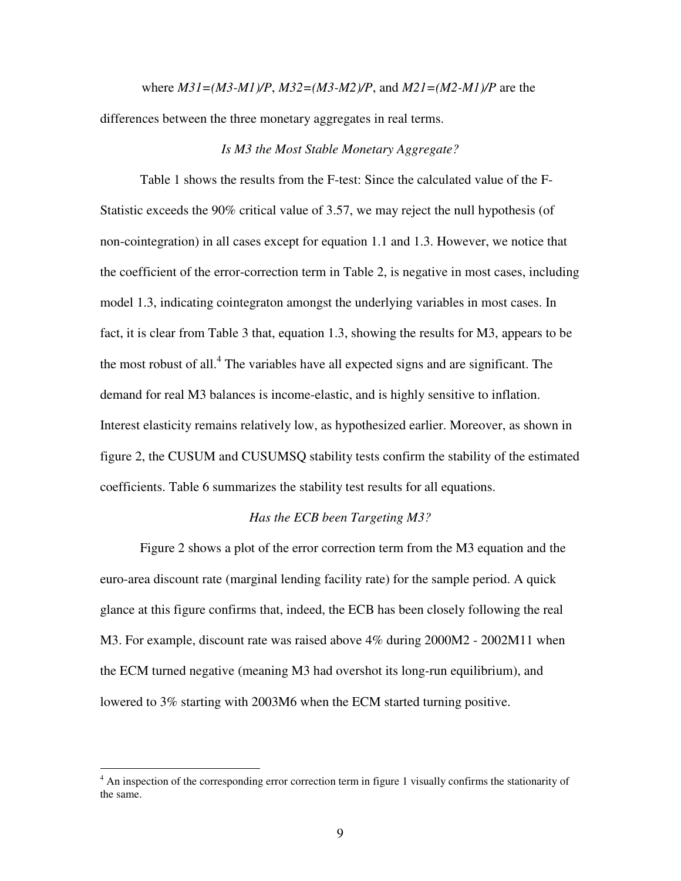where $M31=(M3-M1)/P$, $M32=(M3-M2)/P$, and $M21=(M2-M1)/P$ are the differences between the three monetary aggregates in real terms.

### *Is M3 the Most Stable Monetary Aggregate?*

Table 1 shows the results from the F-test: Since the calculated value of the F-Statistic exceeds the 90% critical value of 3.57, we may reject the null hypothesis (of non-cointegration) in all cases except for equation 1.1 and 1.3. However, we notice that the coefficient of the error-correction term in Table 2, is negative in most cases, including model 1.3, indicating cointegraton amongst the underlying variables in most cases. In fact, it is clear from Table 3 that, equation 1.3, showing the results for M3, appears to be the most robust of all.[4] The variables have all expected signs and are significant. The demand for real M3 balances is income-elastic, and is highly sensitive to inflation. Interest elasticity remains relatively low, as hypothesized earlier. Moreover, as shown in figure 2, the CUSUM and CUSUMSQ stability tests confirm the stability of the estimated coefficients. Table 6 summarizes the stability test results for all equations.

### *Has the ECB been Targeting M3?*

Figure 2 shows a plot of the error correction term from the M3 equation and the euro-area discount rate (marginal lending facility rate) for the sample period. A quick glance at this figure confirms that, indeed, the ECB has been closely following the real M3. For example, discount rate was raised above 4% during 2000M2 - 2002M11 when the ECM turned negative (meaning M3 had overshot its long-run equilibrium), and lowered to 3% starting with 2003M6 when the ECM started turning positive.

---

[4] An inspection of the corresponding error correction term in figure 1 visually confirms the stationarity of the same.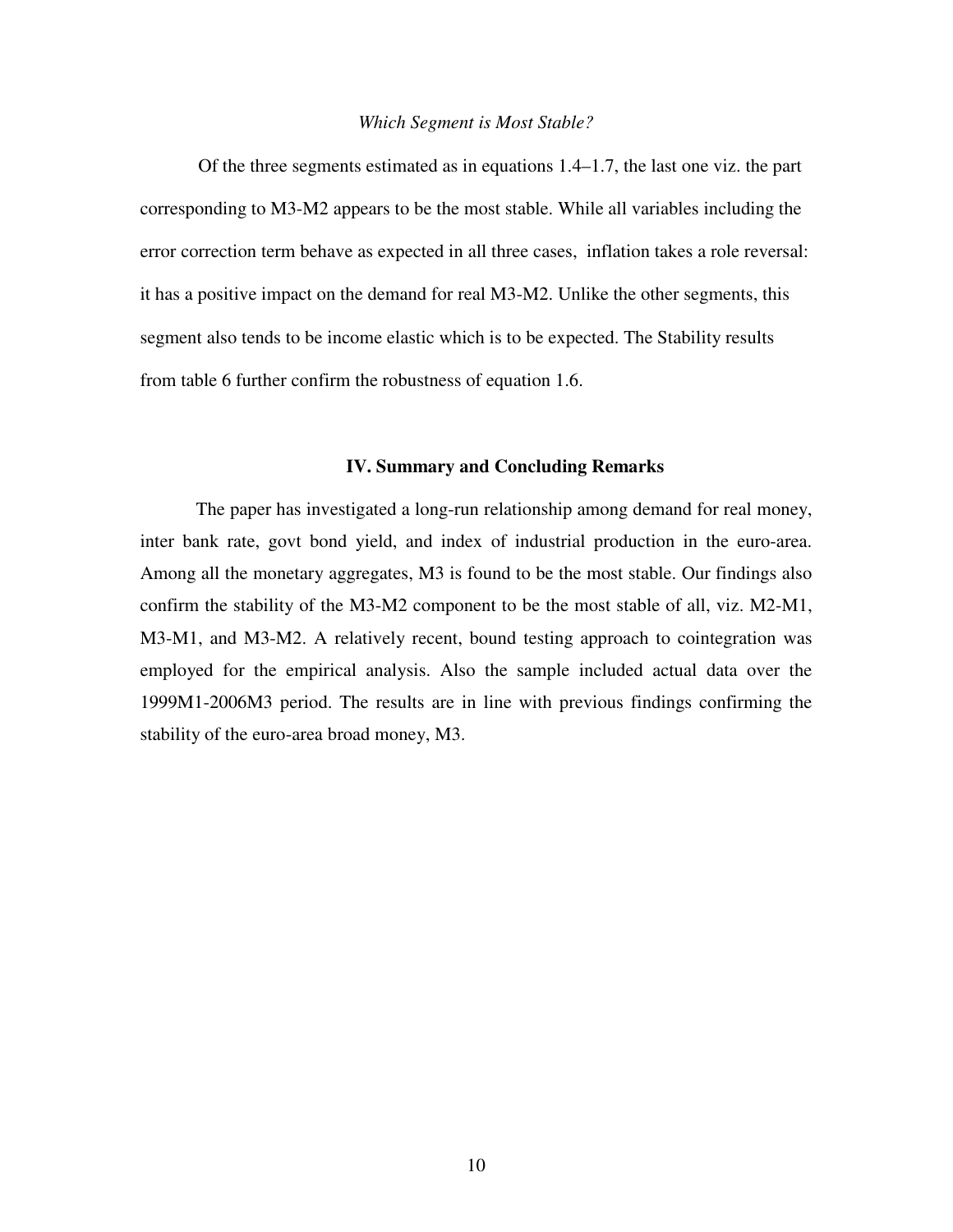*Which Segment is Most Stable?*

Of the three segments estimated as in equations 1.4–1.7, the last one viz. the part corresponding to M3-M2 appears to be the most stable. While all variables including the error correction term behave as expected in all three cases, inflation takes a role reversal: it has a positive impact on the demand for real M3-M2. Unlike the other segments, this segment also tends to be income elastic which is to be expected. The Stability results from table 6 further confirm the robustness of equation 1.6.

## IV. Summary and Concluding Remarks

The paper has investigated a long-run relationship among demand for real money, inter bank rate, govt bond yield, and index of industrial production in the euro-area. Among all the monetary aggregates, M3 is found to be the most stable. Our findings also confirm the stability of the M3-M2 component to be the most stable of all, viz. M2-M1, M3-M1, and M3-M2. A relatively recent, bound testing approach to cointegration was employed for the empirical analysis. Also the sample included actual data over the 1999M1-2006M3 period. The results are in line with previous findings confirming the stability of the euro-area broad money, M3.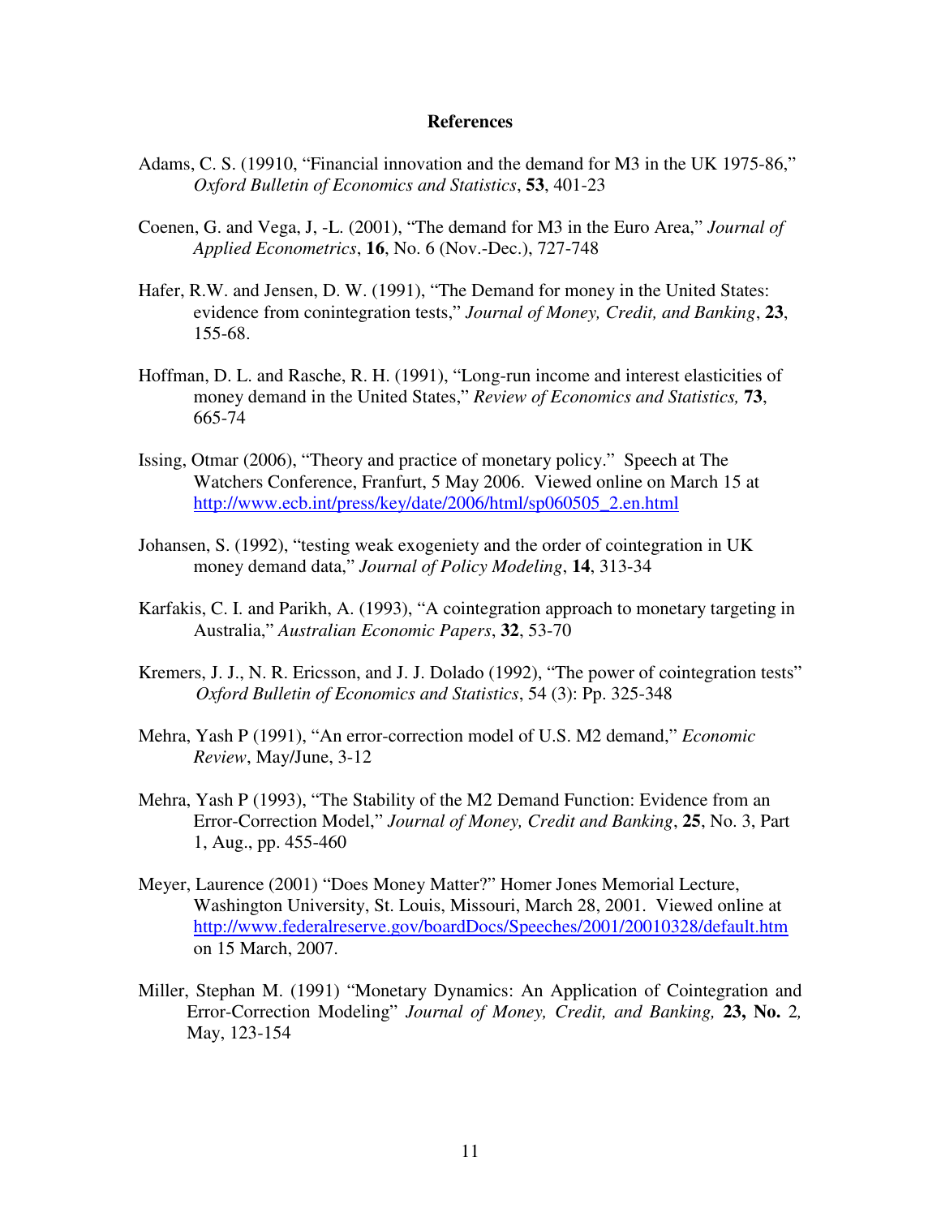# References

Adams, C. S. (19910, "Financial innovation and the demand for M3 in the UK 1975-86," *Oxford Bulletin of Economics and Statistics*, **53**, 401-23

Coenen, G. and Vega, J, -L. (2001), "The demand for M3 in the Euro Area," *Journal of Applied Econometrics*, **16**, No. 6 (Nov.-Dec.), 727-748

Hafer, R.W. and Jensen, D. W. (1991), "The Demand for money in the United States: evidence from conintegration tests," *Journal of Money, Credit, and Banking*, **23**, 155-68.

Hoffman, D. L. and Rasche, R. H. (1991), "Long-run income and interest elasticities of money demand in the United States," *Review of Economics and Statistics,* **73**, 665-74

Issing, Otmar (2006), "Theory and practice of monetary policy." Speech at The Watchers Conference, Franfurt, 5 May 2006. Viewed online on March 15 at http://www.ecb.int/press/key/date/2006/html/sp060505_2.en.html

Johansen, S. (1992), "testing weak exogeniety and the order of cointegration in UK money demand data," *Journal of Policy Modeling*, **14**, 313-34

Karfakis, C. I. and Parikh, A. (1993), "A cointegration approach to monetary targeting in Australia," *Australian Economic Papers*, **32**, 53-70

Kremers, J. J., N. R. Ericsson, and J. J. Dolado (1992), "The power of cointegration tests" *Oxford Bulletin of Economics and Statistics*, 54 (3): Pp. 325-348

Mehra, Yash P (1991), "An error-correction model of U.S. M2 demand," *Economic Review*, May/June, 3-12

Mehra, Yash P (1993), "The Stability of the M2 Demand Function: Evidence from an Error-Correction Model," *Journal of Money, Credit and Banking*, **25**, No. 3, Part 1, Aug., pp. 455-460

Meyer, Laurence (2001) "Does Money Matter?" Homer Jones Memorial Lecture, Washington University, St. Louis, Missouri, March 28, 2001. Viewed online at http://www.federalreserve.gov/boardDocs/Speeches/2001/20010328/default.htm on 15 March, 2007.

Miller, Stephan M. (1991) "Monetary Dynamics: An Application of Cointegration and Error-Correction Modeling" *Journal of Money, Credit, and Banking,* **23, No.** 2*,* May, 123-154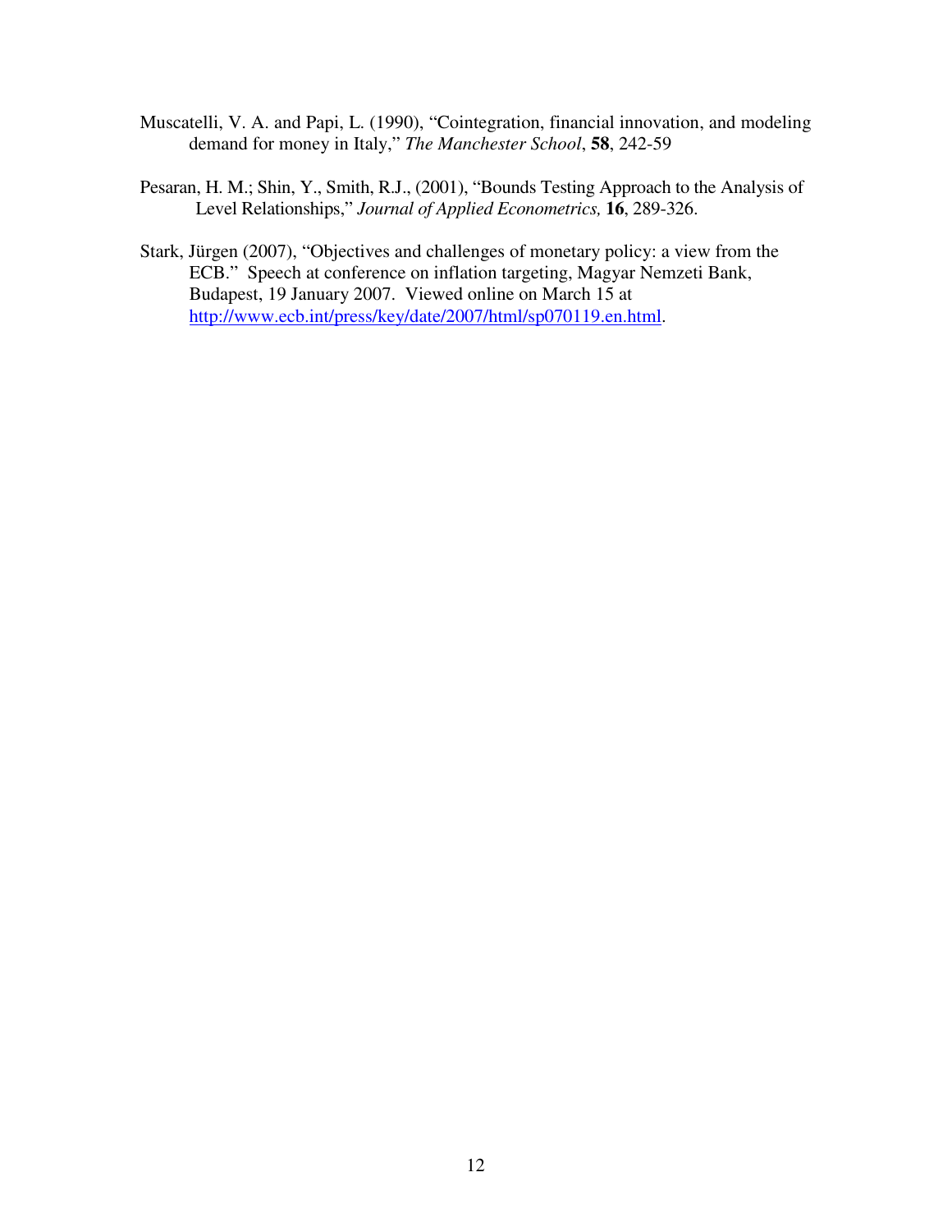Muscatelli, V. A. and Papi, L. (1990), "Cointegration, financial innovation, and modeling demand for money in Italy," *The Manchester School*, **58**, 242-59

Pesaran, H. M.; Shin, Y., Smith, R.J., (2001), "Bounds Testing Approach to the Analysis of Level Relationships," *Journal of Applied Econometrics,* **16**, 289-326.

Stark, Jürgen (2007), "Objectives and challenges of monetary policy: a view from the ECB." Speech at conference on inflation targeting, Magyar Nemzeti Bank, Budapest, 19 January 2007. Viewed online on March 15 at http://www.ecb.int/press/key/date/2007/html/sp070119.en.html.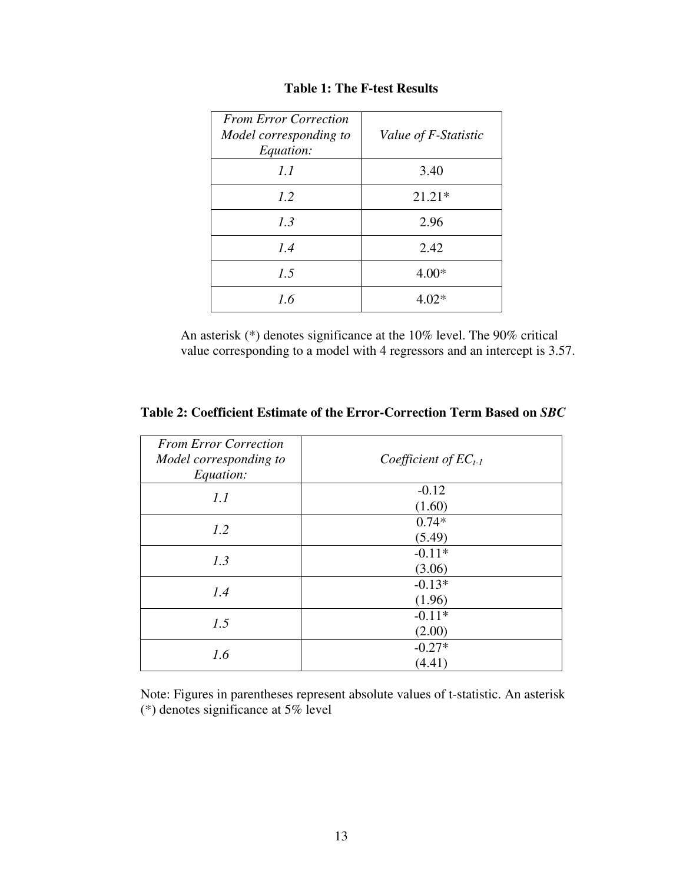**Table 1: The F-test Results**

| *From Error Correction Model corresponding to Equation:* | *Value of F-Statistic* |
|---|---|
| *1.1* | 3.40 |
| *1.2* | 21.21* |
| *1.3* | 2.96 |
| *1.4* | 2.42 |
| *1.5* | 4.00* |
| *1.6* | 4.02* |

An asterisk (*) denotes significance at the 10% level. The 90% critical value corresponding to a model with 4 regressors and an intercept is 3.57.

**Table 2: Coefficient Estimate of the Error-Correction Term Based on *SBC***

| *From Error Correction Model corresponding to Equation:* | *Coefficient of $EC_{t-1}$* |
|---|---|
| *1.1* | -0.12 (1.60) |
| *1.2* | 0.74* (5.49) |
| *1.3* | -0.11* (3.06) |
| *1.4* | -0.13* (1.96) |
| *1.5* | -0.11* (2.00) |
| *1.6* | -0.27* (4.41) |

Note: Figures in parentheses represent absolute values of t-statistic. An asterisk (*) denotes significance at 5% level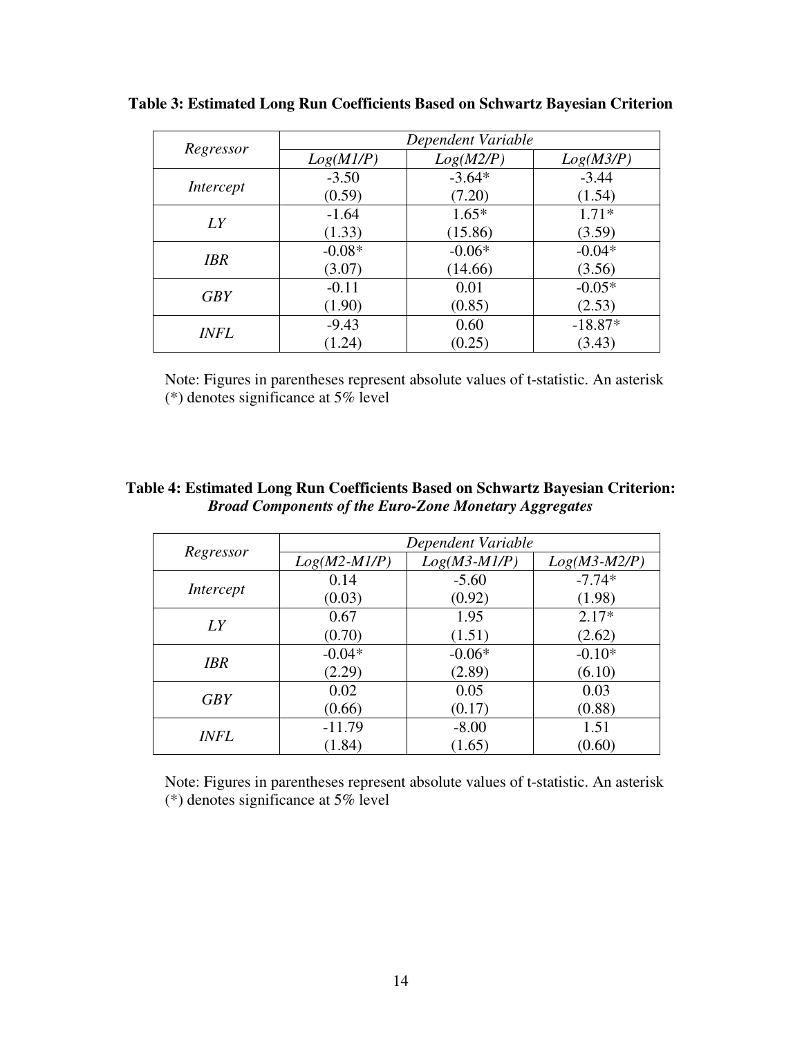**Table 3: Estimated Long Run Coefficients Based on Schwartz Bayesian Criterion**

| *Regressor* | *Dependent Variable* | | |
|---|---|---|---|
| | *Log(M1/P)* | *Log(M2/P)* | *Log(M3/P)* |
| *Intercept* | -3.50<br>(0.59) | -3.64*<br>(7.20) | -3.44<br>(1.54) |
| *LY* | -1.64<br>(1.33) | 1.65*<br>(15.86) | 1.71*<br>(3.59) |
| *IBR* | -0.08*<br>(3.07) | -0.06*<br>(14.66) | -0.04*<br>(3.56) |
| *GBY* | -0.11<br>(1.90) | 0.01<br>(0.85) | -0.05*<br>(2.53) |
| *INFL* | -9.43<br>(1.24) | 0.60<br>(0.25) | -18.87*<br>(3.43) |

Note: Figures in parentheses represent absolute values of t-statistic. An asterisk (*) denotes significance at 5% level

**Table 4: Estimated Long Run Coefficients Based on Schwartz Bayesian Criterion:**
***Broad Components of the Euro-Zone Monetary Aggregates***

| *Regressor* | *Dependent Variable* | | |
|---|---|---|---|
| | *Log(M2-M1/P)* | *Log(M3-M1/P)* | *Log(M3-M2/P)* |
| *Intercept* | 0.14<br>(0.03) | -5.60<br>(0.92) | -7.74*<br>(1.98) |
| *LY* | 0.67<br>(0.70) | 1.95<br>(1.51) | 2.17*<br>(2.62) |
| *IBR* | -0.04*<br>(2.29) | -0.06*<br>(2.89) | -0.10*<br>(6.10) |
| *GBY* | 0.02<br>(0.66) | 0.05<br>(0.17) | 0.03<br>(0.88) |
| *INFL* | -11.79<br>(1.84) | -8.00<br>(1.65) | 1.51<br>(0.60) |

Note: Figures in parentheses represent absolute values of t-statistic. An asterisk (*) denotes significance at 5% level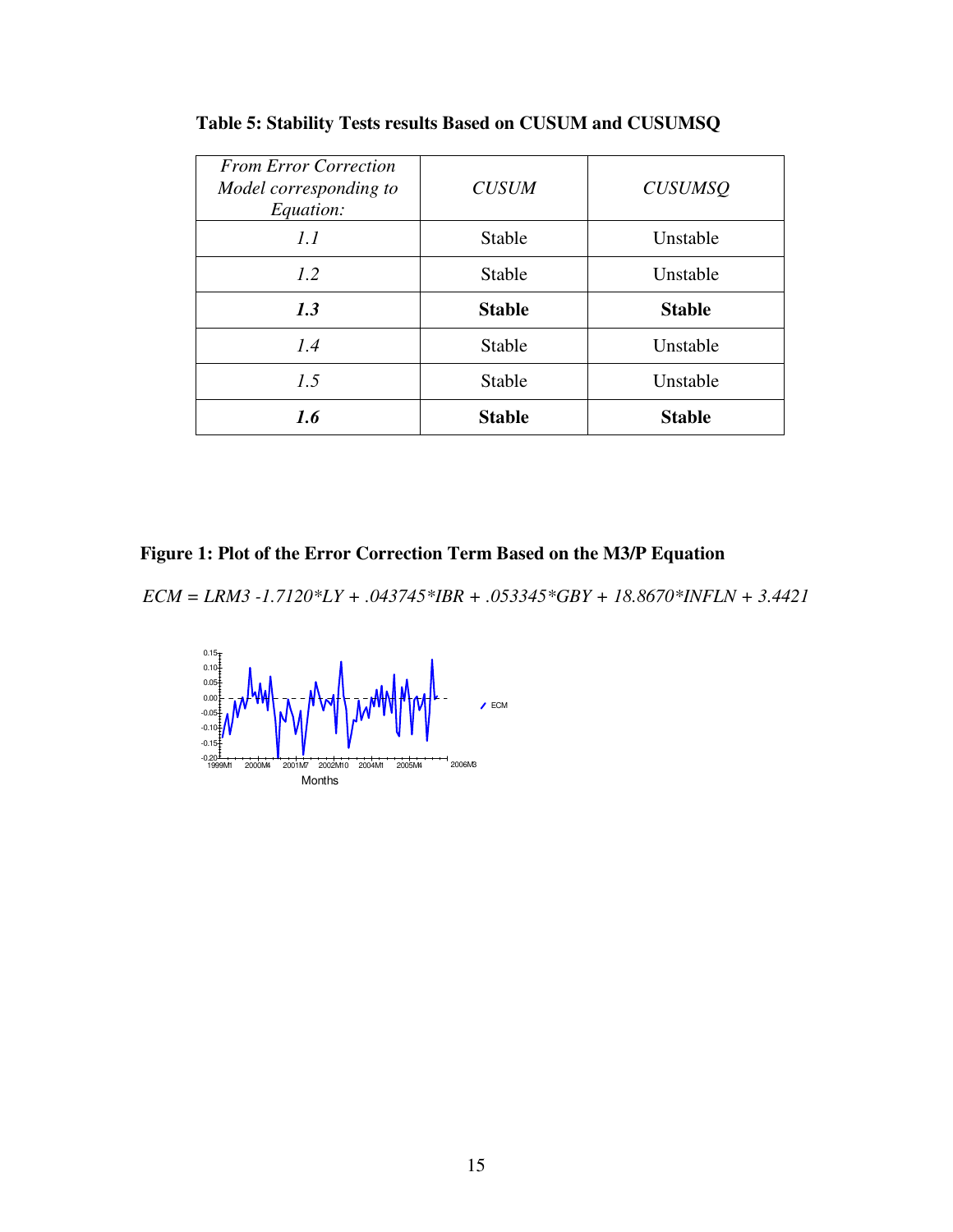**Table 5: Stability Tests results Based on CUSUM and CUSUMSQ**

| *From Error Correction Model corresponding to Equation:* | *CUSUM* | *CUSUMSQ* |
|---|---|---|
| *1.1* | Stable | Unstable |
| *1.2* | Stable | Unstable |
| ***1.3*** | **Stable** | **Stable** |
| *1.4* | Stable | Unstable |
| *1.5* | Stable | Unstable |
| ***1.6*** | **Stable** | **Stable** |

**Figure 1: Plot of the Error Correction Term Based on the M3/P Equation**

$$ECM = LRM3 - 1.7120*LY + .043745*IBR + .053345*GBY + 18.8670*INFLN + 3.4421$$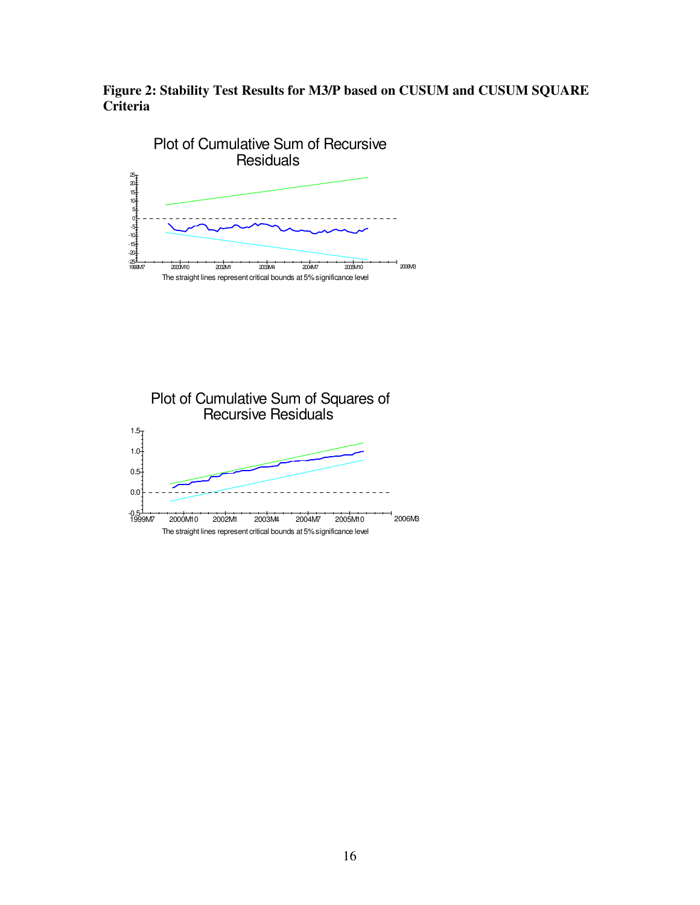**Figure 2: Stability Test Results for M3/P based on CUSUM and CUSUM SQUARE Criteria**

Plot of Cumulative Sum of Recursive Residuals

The straight lines represent critical bounds at 5% significance level

Plot of Cumulative Sum of Squares of Recursive Residuals

The straight lines represent critical bounds at 5% significance level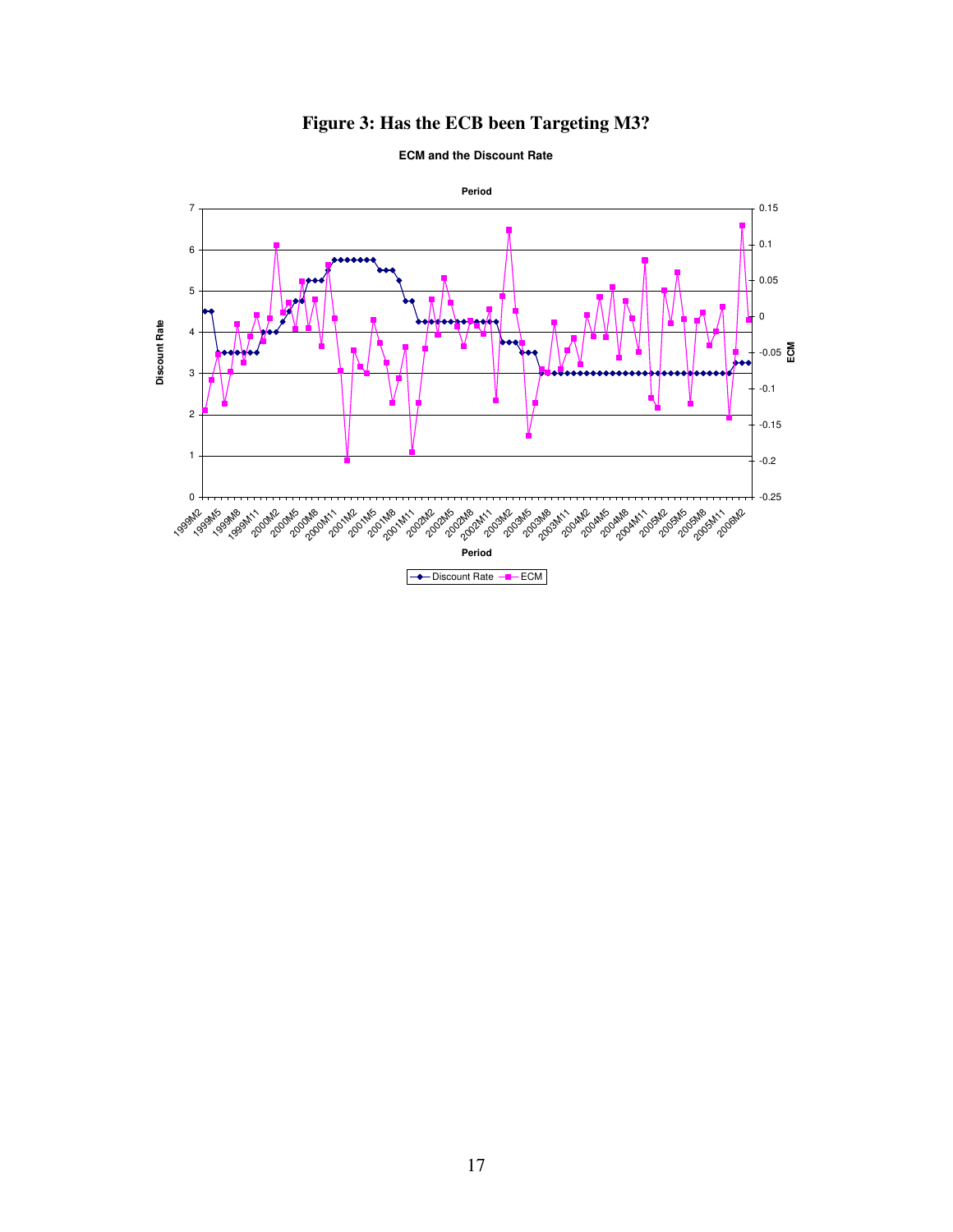# Figure 3: Has the ECB been Targeting M3?

ECM and the Discount Rate

Period

Discount Rate

ECM

7
6
5
4
3
2
1
0

0.15
0.1
0.05
0
-0.05
-0.1
-0.15
-0.2
-0.25

1999M2 1999M5 1999M8 1999M11 2000M2 2000M5 2000M8 2000M11 2001M2 2001M5 2001M8 2001M11 2002M2 2002M5 2002M8 2002M11 2003M2 2003M5 2003M8 2003M11 2004M2 2004M5 2004M8 2004M11 2005M2 2005M5 2005M8 2005M11 2006M2

Period

Discount Rate — ECM